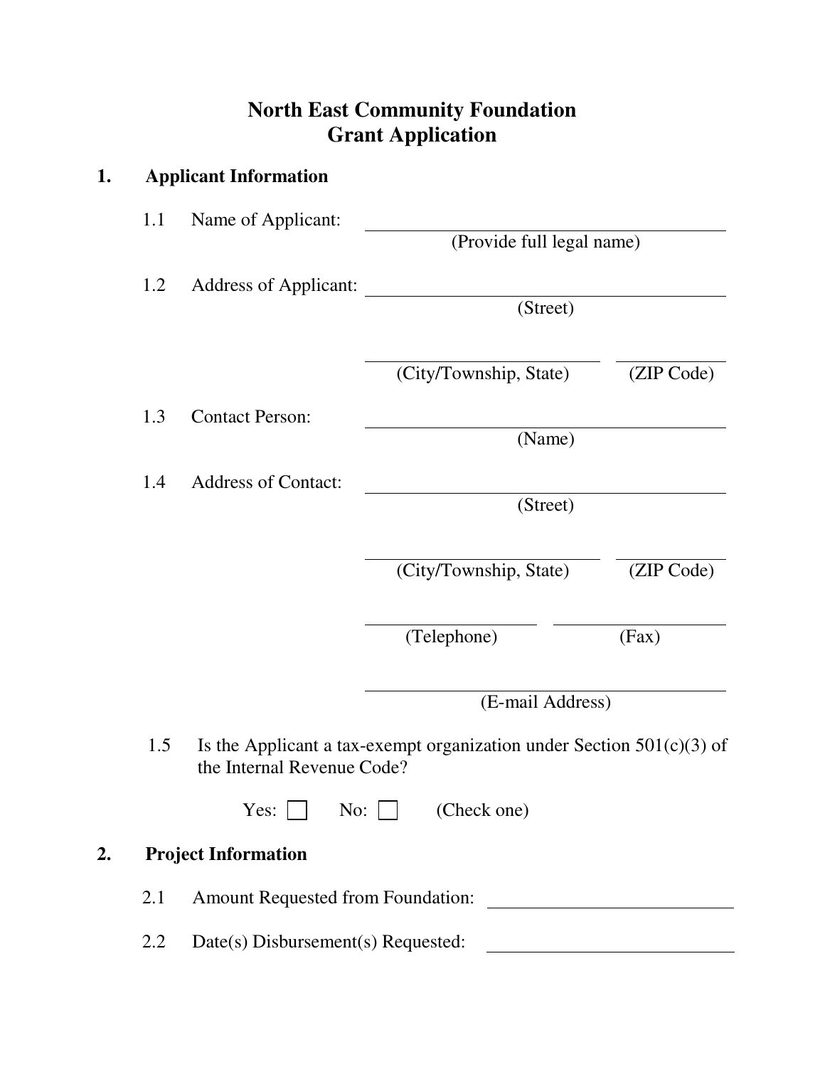# North East Community Foundation
# Grant Application

## 1. Applicant Information

1.1 Name of Applicant: ______________________________
(Provide full legal name)

1.2 Address of Applicant: ______________________________
(Street)

______________________ ____________
(City/Township, State) (ZIP Code)

1.3 Contact Person: ______________________________
(Name)

1.4 Address of Contact: ______________________________
(Street)

______________________ ____________
(City/Township, State) (ZIP Code)

______________________ ____________
(Telephone) (Fax)

______________________________
(E-mail Address)

1.5 Is the Applicant a tax-exempt organization under Section 501(c)(3) of the Internal Revenue Code?

Yes: ☐ No: ☐ (Check one)

## 2. Project Information

2.1 Amount Requested from Foundation: ______________________

2.2 Date(s) Disbursement(s) Requested: ______________________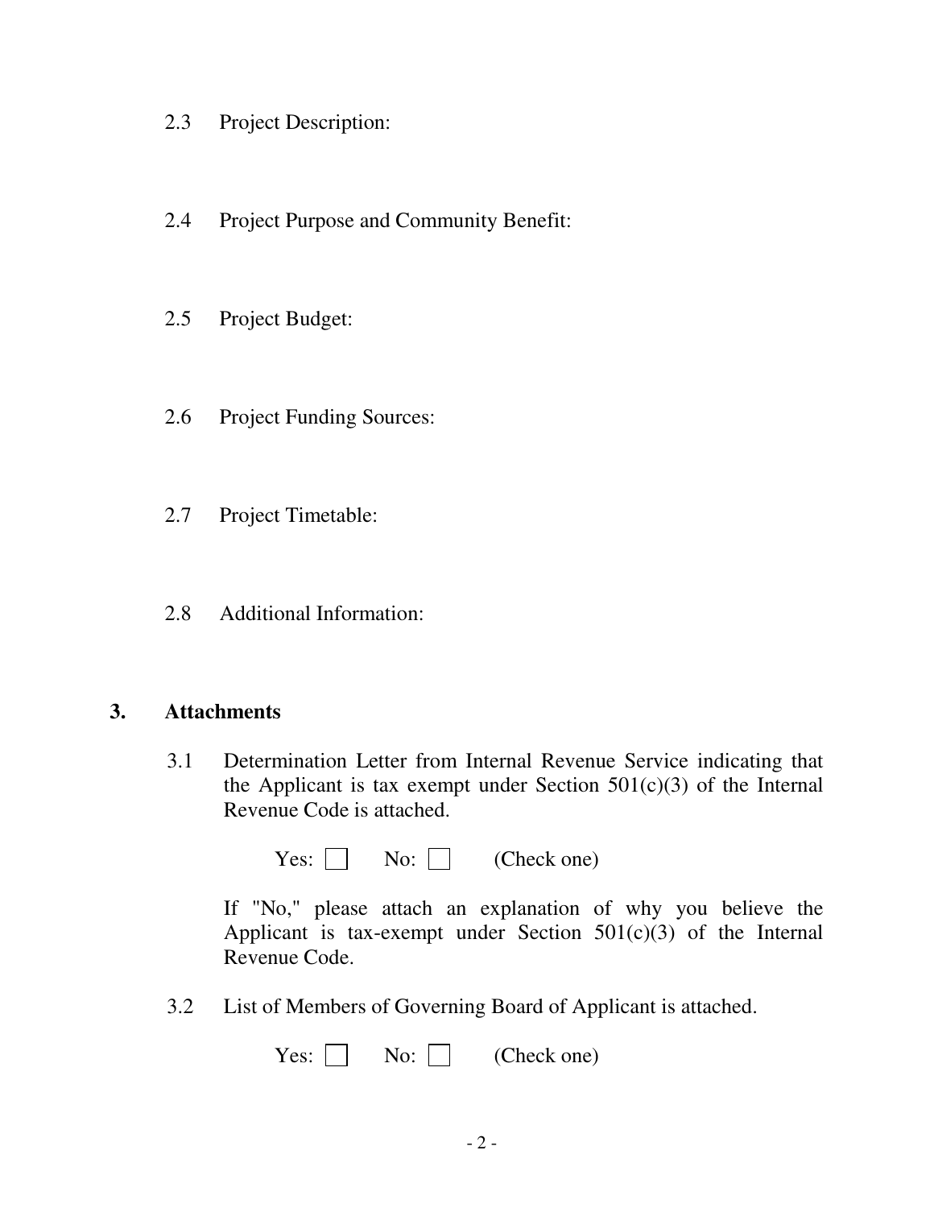2.3 Project Description:

2.4 Project Purpose and Community Benefit:

2.5 Project Budget:

2.6 Project Funding Sources:

2.7 Project Timetable:

2.8 Additional Information:

## 3. Attachments

3.1 Determination Letter from Internal Revenue Service indicating that the Applicant is tax exempt under Section 501(c)(3) of the Internal Revenue Code is attached.

Yes: ☐ No: ☐ (Check one)

If "No," please attach an explanation of why you believe the Applicant is tax-exempt under Section 501(c)(3) of the Internal Revenue Code.

3.2 List of Members of Governing Board of Applicant is attached.

Yes: ☐ No: ☐ (Check one)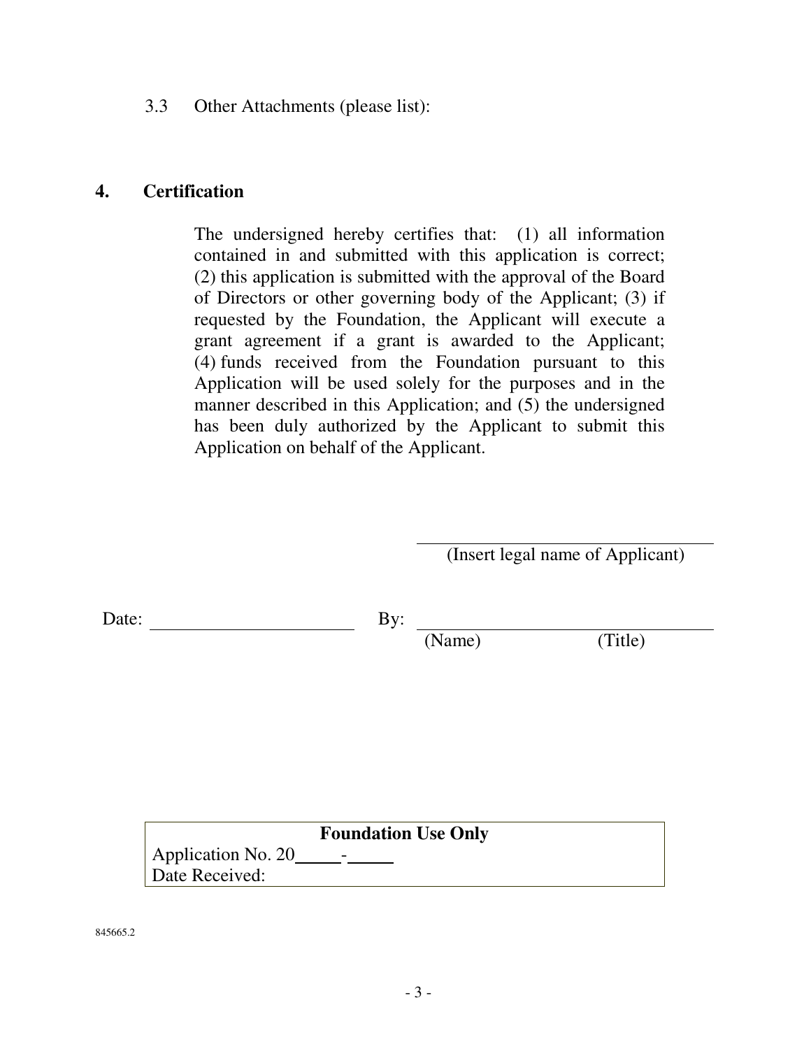3.3 Other Attachments (please list):

## 4. Certification

The undersigned hereby certifies that: (1) all information contained in and submitted with this application is correct; (2) this application is submitted with the approval of the Board of Directors or other governing body of the Applicant; (3) if requested by the Foundation, the Applicant will execute a grant agreement if a grant is awarded to the Applicant; (4) funds received from the Foundation pursuant to this Application will be used solely for the purposes and in the manner described in this Application; and (5) the undersigned has been duly authorized by the Applicant to submit this Application on behalf of the Applicant.

______________________________
(Insert legal name of Applicant)

Date: ____________________ By: ______________________________
(Name) (Title)

| Foundation Use Only |
|---|
| Application No. 20_____-_____ |
| Date Received: |

845665.2